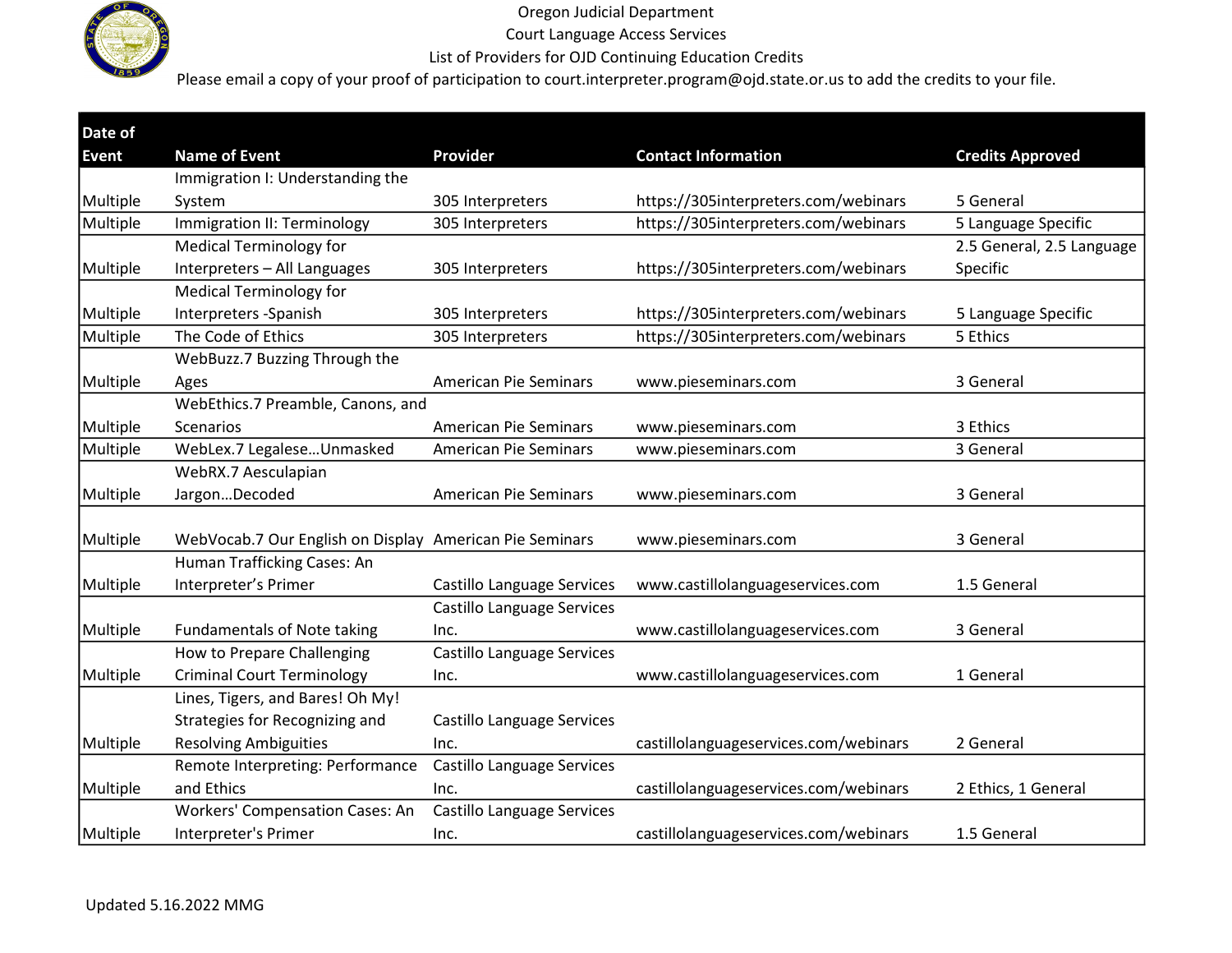Oregon Judicial Department
Court Language Access Services
List of Providers for OJD Continuing Education Credits
Please email a copy of your proof of participation to court.interpreter.program@ojd.state.or.us to add the credits to your file.

| Date of Event | Name of Event | Provider | Contact Information | Credits Approved |
|---|---|---|---|---|
| Multiple | Immigration I: Understanding the System | 305 Interpreters | https://305interpreters.com/webinars | 5 General |
| Multiple | Immigration II: Terminology | 305 Interpreters | https://305interpreters.com/webinars | 5 Language Specific |
| Multiple | Medical Terminology for Interpreters – All Languages | 305 Interpreters | https://305interpreters.com/webinars | 2.5 General, 2.5 Language Specific |
| Multiple | Medical Terminology for Interpreters -Spanish | 305 Interpreters | https://305interpreters.com/webinars | 5 Language Specific |
| Multiple | The Code of Ethics | 305 Interpreters | https://305interpreters.com/webinars | 5 Ethics |
| Multiple | WebBuzz.7 Buzzing Through the Ages | American Pie Seminars | www.pieseminars.com | 3 General |
| Multiple | WebEthics.7 Preamble, Canons, and Scenarios | American Pie Seminars | www.pieseminars.com | 3 Ethics |
| Multiple | WebLex.7 Legalese…Unmasked | American Pie Seminars | www.pieseminars.com | 3 General |
| Multiple | WebRX.7 Aesculapian Jargon…Decoded | American Pie Seminars | www.pieseminars.com | 3 General |
| Multiple | WebVocab.7 Our English on Display | American Pie Seminars | www.pieseminars.com | 3 General |
| Multiple | Human Trafficking Cases: An Interpreter's Primer | Castillo Language Services | www.castillolanguageservices.com | 1.5 General |
| Multiple | Fundamentals of Note taking | Castillo Language Services Inc. | www.castillolanguageservices.com | 3 General |
| Multiple | How to Prepare Challenging Criminal Court Terminology | Castillo Language Services Inc. | www.castillolanguageservices.com | 1 General |
| Multiple | Lines, Tigers, and Bares! Oh My! Strategies for Recognizing and Resolving Ambiguities | Castillo Language Services Inc. | castillolanguageservices.com/webinars | 2 General |
| Multiple | Remote Interpreting: Performance and Ethics | Castillo Language Services Inc. | castillolanguageservices.com/webinars | 2 Ethics, 1 General |
| Multiple | Workers' Compensation Cases: An Interpreter's Primer | Castillo Language Services Inc. | castillolanguageservices.com/webinars | 1.5 General |

Updated 5.16.2022 MMG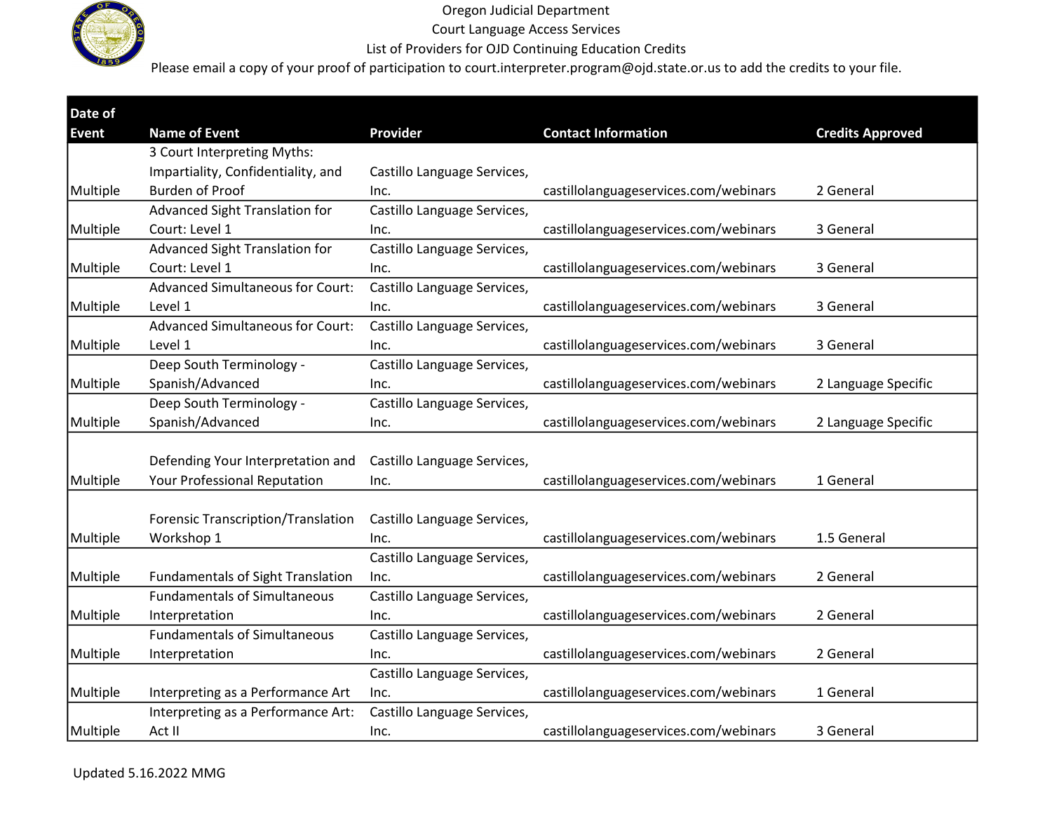Oregon Judicial Department
Court Language Access Services
List of Providers for OJD Continuing Education Credits
Please email a copy of your proof of participation to court.interpreter.program@ojd.state.or.us to add the credits to your file.

| Date of Event | Name of Event | Provider | Contact Information | Credits Approved |
|---|---|---|---|---|
| Multiple | 3 Court Interpreting Myths: Impartiality, Confidentiality, and Burden of Proof | Castillo Language Services, Inc. | castillolanguageservices.com/webinars | 2 General |
| Multiple | Advanced Sight Translation for Court: Level 1 | Castillo Language Services, Inc. | castillolanguageservices.com/webinars | 3 General |
| Multiple | Advanced Sight Translation for Court: Level 1 | Castillo Language Services, Inc. | castillolanguageservices.com/webinars | 3 General |
| Multiple | Advanced Simultaneous for Court: Level 1 | Castillo Language Services, Inc. | castillolanguageservices.com/webinars | 3 General |
| Multiple | Advanced Simultaneous for Court: Level 1 | Castillo Language Services, Inc. | castillolanguageservices.com/webinars | 3 General |
| Multiple | Deep South Terminology - Spanish/Advanced | Castillo Language Services, Inc. | castillolanguageservices.com/webinars | 2 Language Specific |
| Multiple | Deep South Terminology - Spanish/Advanced | Castillo Language Services, Inc. | castillolanguageservices.com/webinars | 2 Language Specific |
| Multiple | Defending Your Interpretation and Your Professional Reputation | Castillo Language Services, Inc. | castillolanguageservices.com/webinars | 1 General |
| Multiple | Forensic Transcription/Translation Workshop 1 | Castillo Language Services, Inc. | castillolanguageservices.com/webinars | 1.5 General |
| Multiple | Fundamentals of Sight Translation | Castillo Language Services, Inc. | castillolanguageservices.com/webinars | 2 General |
| Multiple | Fundamentals of Simultaneous Interpretation | Castillo Language Services, Inc. | castillolanguageservices.com/webinars | 2 General |
| Multiple | Fundamentals of Simultaneous Interpretation | Castillo Language Services, Inc. | castillolanguageservices.com/webinars | 2 General |
| Multiple | Interpreting as a Performance Art | Castillo Language Services, Inc. | castillolanguageservices.com/webinars | 1 General |
| Multiple | Interpreting as a Performance Art: Act II | Castillo Language Services, Inc. | castillolanguageservices.com/webinars | 3 General |

Updated 5.16.2022 MMG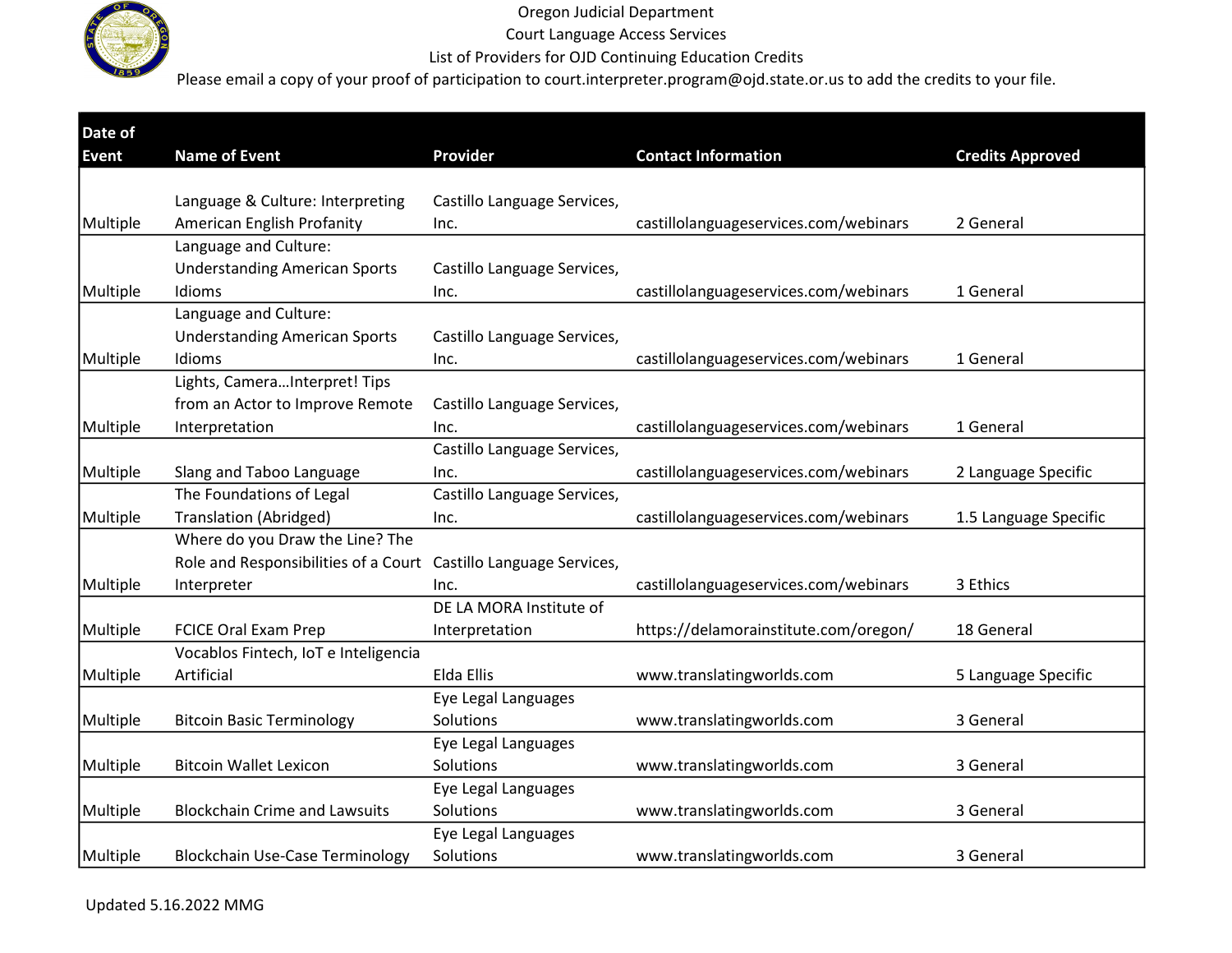Oregon Judicial Department
Court Language Access Services
List of Providers for OJD Continuing Education Credits
Please email a copy of your proof of participation to court.interpreter.program@ojd.state.or.us to add the credits to your file.

| Date of Event | Name of Event | Provider | Contact Information | Credits Approved |
|---|---|---|---|---|
| Multiple | Language & Culture: Interpreting American English Profanity | Castillo Language Services, Inc. | castillolanguageservices.com/webinars | 2 General |
| Multiple | Language and Culture: Understanding American Sports Idioms | Castillo Language Services, Inc. | castillolanguageservices.com/webinars | 1 General |
| Multiple | Language and Culture: Understanding American Sports Idioms | Castillo Language Services, Inc. | castillolanguageservices.com/webinars | 1 General |
| Multiple | Lights, Camera…Interpret! Tips from an Actor to Improve Remote Interpretation | Castillo Language Services, Inc. | castillolanguageservices.com/webinars | 1 General |
| Multiple | Slang and Taboo Language | Castillo Language Services, Inc. | castillolanguageservices.com/webinars | 2 Language Specific |
| Multiple | The Foundations of Legal Translation (Abridged) | Castillo Language Services, Inc. | castillolanguageservices.com/webinars | 1.5 Language Specific |
| Multiple | Where do you Draw the Line? The Role and Responsibilities of a Court Interpreter | Castillo Language Services, Inc. | castillolanguageservices.com/webinars | 3 Ethics |
| Multiple | FCICE Oral Exam Prep | DE LA MORA Institute of Interpretation | https://delamorainstitute.com/oregon/ | 18 General |
| Multiple | Vocablos Fintech, IoT e Inteligencia Artificial | Elda Ellis | www.translatingworlds.com | 5 Language Specific |
| Multiple | Bitcoin Basic Terminology | Eye Legal Languages Solutions | www.translatingworlds.com | 3 General |
| Multiple | Bitcoin Wallet Lexicon | Eye Legal Languages Solutions | www.translatingworlds.com | 3 General |
| Multiple | Blockchain Crime and Lawsuits | Eye Legal Languages Solutions | www.translatingworlds.com | 3 General |
| Multiple | Blockchain Use-Case Terminology | Eye Legal Languages Solutions | www.translatingworlds.com | 3 General |

Updated 5.16.2022 MMG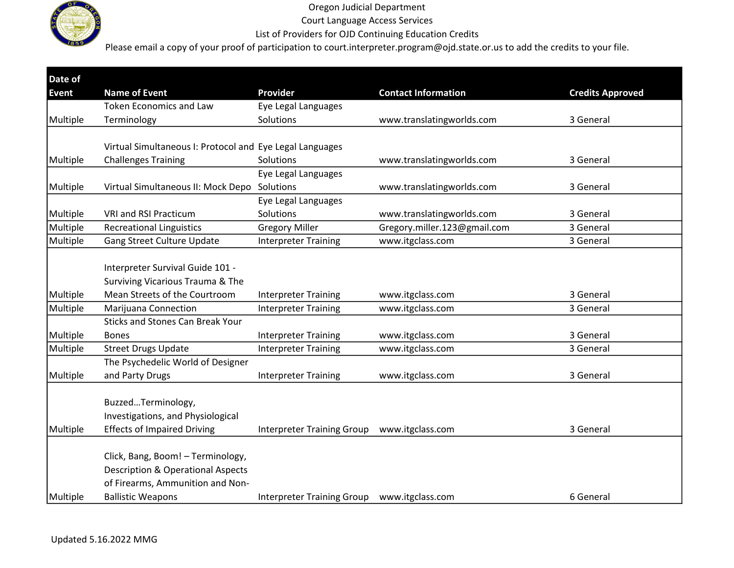Oregon Judicial Department

Court Language Access Services

List of Providers for OJD Continuing Education Credits

Please email a copy of your proof of participation to court.interpreter.program@ojd.state.or.us to add the credits to your file.

| Date of Event | Name of Event | Provider | Contact Information | Credits Approved |
|---|---|---|---|---|
| Multiple | Token Economics and Law Terminology | Eye Legal Languages Solutions | www.translatingworlds.com | 3 General |
| Multiple | Virtual Simultaneous I: Protocol and Challenges Training | Eye Legal Languages Solutions | www.translatingworlds.com | 3 General |
| Multiple | Virtual Simultaneous II: Mock Depo | Eye Legal Languages Solutions | www.translatingworlds.com | 3 General |
| Multiple | VRI and RSI Practicum | Eye Legal Languages Solutions | www.translatingworlds.com | 3 General |
| Multiple | Recreational Linguistics | Gregory Miller | Gregory.miller.123@gmail.com | 3 General |
| Multiple | Gang Street Culture Update | Interpreter Training | www.itgclass.com | 3 General |
| Multiple | Interpreter Survival Guide 101 - Surviving Vicarious Trauma & The Mean Streets of the Courtroom | Interpreter Training | www.itgclass.com | 3 General |
| Multiple | Marijuana Connection | Interpreter Training | www.itgclass.com | 3 General |
| Multiple | Sticks and Stones Can Break Your Bones | Interpreter Training | www.itgclass.com | 3 General |
| Multiple | Street Drugs Update | Interpreter Training | www.itgclass.com | 3 General |
| Multiple | The Psychedelic World of Designer and Party Drugs | Interpreter Training | www.itgclass.com | 3 General |
| Multiple | Buzzed…Terminology, Investigations, and Physiological Effects of Impaired Driving | Interpreter Training Group | www.itgclass.com | 3 General |
| Multiple | Click, Bang, Boom! – Terminology, Description & Operational Aspects of Firearms, Ammunition and Non-Ballistic Weapons | Interpreter Training Group | www.itgclass.com | 6 General |

Updated 5.16.2022 MMG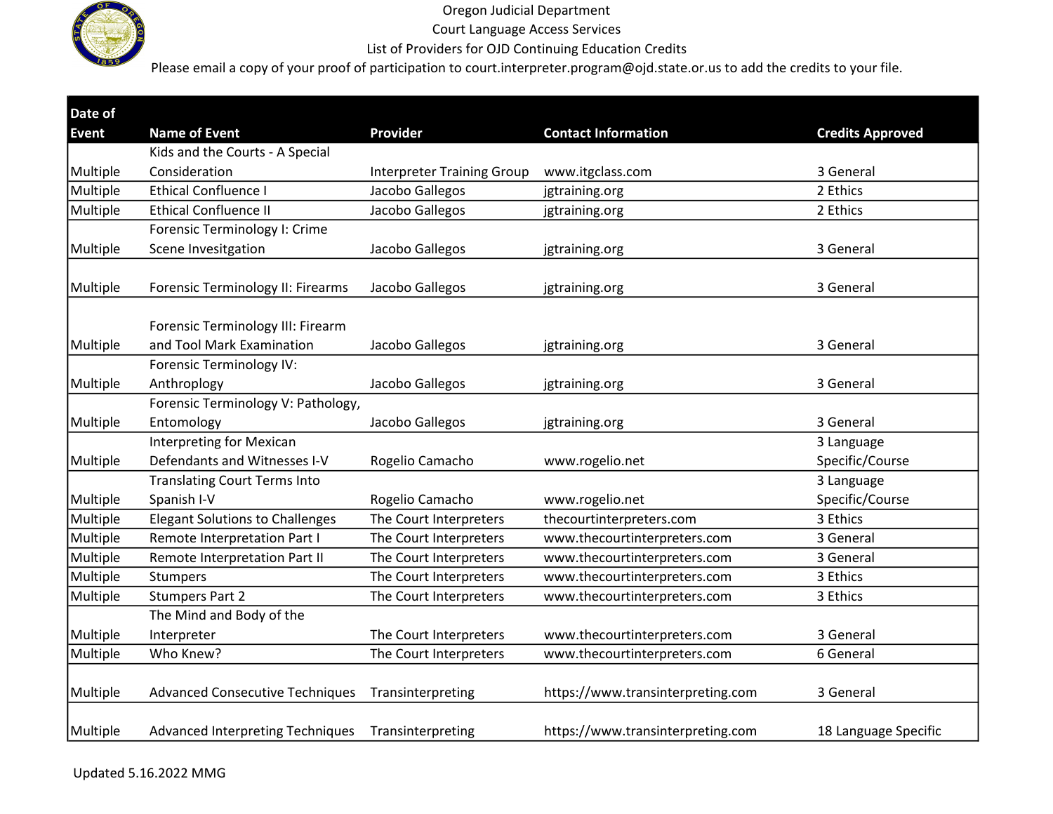Oregon Judicial Department
Court Language Access Services
List of Providers for OJD Continuing Education Credits
Please email a copy of your proof of participation to court.interpreter.program@ojd.state.or.us to add the credits to your file.

| Date of Event | Name of Event | Provider | Contact Information | Credits Approved |
|---|---|---|---|---|
| Multiple | Kids and the Courts - A Special Consideration | Interpreter Training Group | www.itgclass.com | 3 General |
| Multiple | Ethical Confluence I | Jacobo Gallegos | jgtraining.org | 2 Ethics |
| Multiple | Ethical Confluence II | Jacobo Gallegos | jgtraining.org | 2 Ethics |
| Multiple | Forensic Terminology I: Crime Scene Invesitgation | Jacobo Gallegos | jgtraining.org | 3 General |
| Multiple | Forensic Terminology II: Firearms | Jacobo Gallegos | jgtraining.org | 3 General |
| Multiple | Forensic Terminology III: Firearm and Tool Mark Examination | Jacobo Gallegos | jgtraining.org | 3 General |
| Multiple | Forensic Terminology IV: Anthroplogy | Jacobo Gallegos | jgtraining.org | 3 General |
| Multiple | Forensic Terminology V: Pathology, Entomology | Jacobo Gallegos | jgtraining.org | 3 General |
| Multiple | Interpreting for Mexican Defendants and Witnesses I-V | Rogelio Camacho | www.rogelio.net | 3 Language Specific/Course |
| Multiple | Translating Court Terms Into Spanish I-V | Rogelio Camacho | www.rogelio.net | 3 Language Specific/Course |
| Multiple | Elegant Solutions to Challenges | The Court Interpreters | thecourtinterpreters.com | 3 Ethics |
| Multiple | Remote Interpretation Part I | The Court Interpreters | www.thecourtinterpreters.com | 3 General |
| Multiple | Remote Interpretation Part II | The Court Interpreters | www.thecourtinterpreters.com | 3 General |
| Multiple | Stumpers | The Court Interpreters | www.thecourtinterpreters.com | 3 Ethics |
| Multiple | Stumpers Part 2 | The Court Interpreters | www.thecourtinterpreters.com | 3 Ethics |
| Multiple | The Mind and Body of the Interpreter | The Court Interpreters | www.thecourtinterpreters.com | 3 General |
| Multiple | Who Knew? | The Court Interpreters | www.thecourtinterpreters.com | 6 General |
| Multiple | Advanced Consecutive Techniques | Transinterpreting | https://www.transinterpreting.com | 3 General |
| Multiple | Advanced Interpreting Techniques | Transinterpreting | https://www.transinterpreting.com | 18 Language Specific |

Updated 5.16.2022 MMG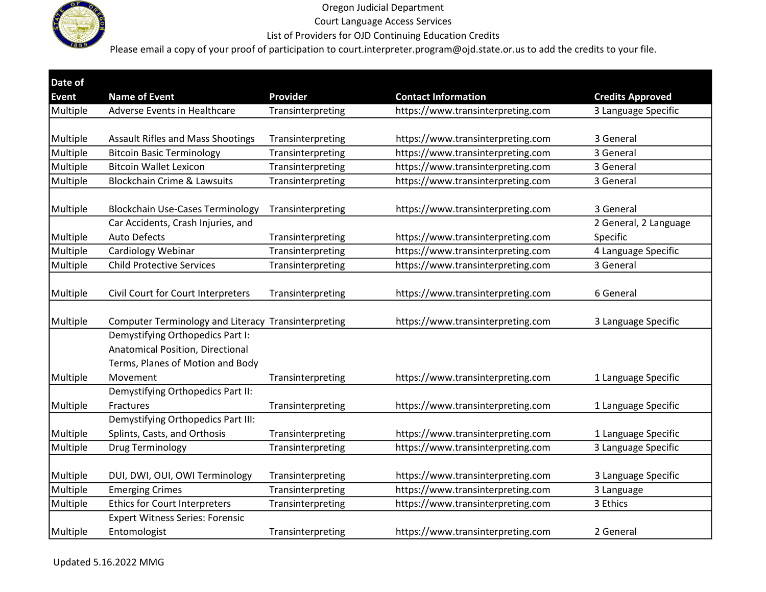Oregon Judicial Department
Court Language Access Services
List of Providers for OJD Continuing Education Credits
Please email a copy of your proof of participation to court.interpreter.program@ojd.state.or.us to add the credits to your file.

| Date of Event | Name of Event | Provider | Contact Information | Credits Approved |
|---|---|---|---|---|
| Multiple | Adverse Events in Healthcare | Transinterpreting | https://www.transinterpreting.com | 3 Language Specific |
| Multiple | Assault Rifles and Mass Shootings | Transinterpreting | https://www.transinterpreting.com | 3 General |
| Multiple | Bitcoin Basic Terminology | Transinterpreting | https://www.transinterpreting.com | 3 General |
| Multiple | Bitcoin Wallet Lexicon | Transinterpreting | https://www.transinterpreting.com | 3 General |
| Multiple | Blockchain Crime & Lawsuits | Transinterpreting | https://www.transinterpreting.com | 3 General |
| Multiple | Blockchain Use-Cases Terminology | Transinterpreting | https://www.transinterpreting.com | 3 General |
| Multiple | Car Accidents, Crash Injuries, and Auto Defects | Transinterpreting | https://www.transinterpreting.com | 2 General, 2 Language Specific |
| Multiple | Cardiology Webinar | Transinterpreting | https://www.transinterpreting.com | 4 Language Specific |
| Multiple | Child Protective Services | Transinterpreting | https://www.transinterpreting.com | 3 General |
| Multiple | Civil Court for Court Interpreters | Transinterpreting | https://www.transinterpreting.com | 6 General |
| Multiple | Computer Terminology and Literacy | Transinterpreting | https://www.transinterpreting.com | 3 Language Specific |
| Multiple | Demystifying Orthopedics Part I: Anatomical Position, Directional Terms, Planes of Motion and Body Movement | Transinterpreting | https://www.transinterpreting.com | 1 Language Specific |
| Multiple | Demystifying Orthopedics Part II: Fractures | Transinterpreting | https://www.transinterpreting.com | 1 Language Specific |
| Multiple | Demystifying Orthopedics Part III: Splints, Casts, and Orthosis | Transinterpreting | https://www.transinterpreting.com | 1 Language Specific |
| Multiple | Drug Terminology | Transinterpreting | https://www.transinterpreting.com | 3 Language Specific |
| Multiple | DUI, DWI, OUI, OWI Terminology | Transinterpreting | https://www.transinterpreting.com | 3 Language Specific |
| Multiple | Emerging Crimes | Transinterpreting | https://www.transinterpreting.com | 3 Language |
| Multiple | Ethics for Court Interpreters | Transinterpreting | https://www.transinterpreting.com | 3 Ethics |
| Multiple | Expert Witness Series: Forensic Entomologist | Transinterpreting | https://www.transinterpreting.com | 2 General |

Updated 5.16.2022 MMG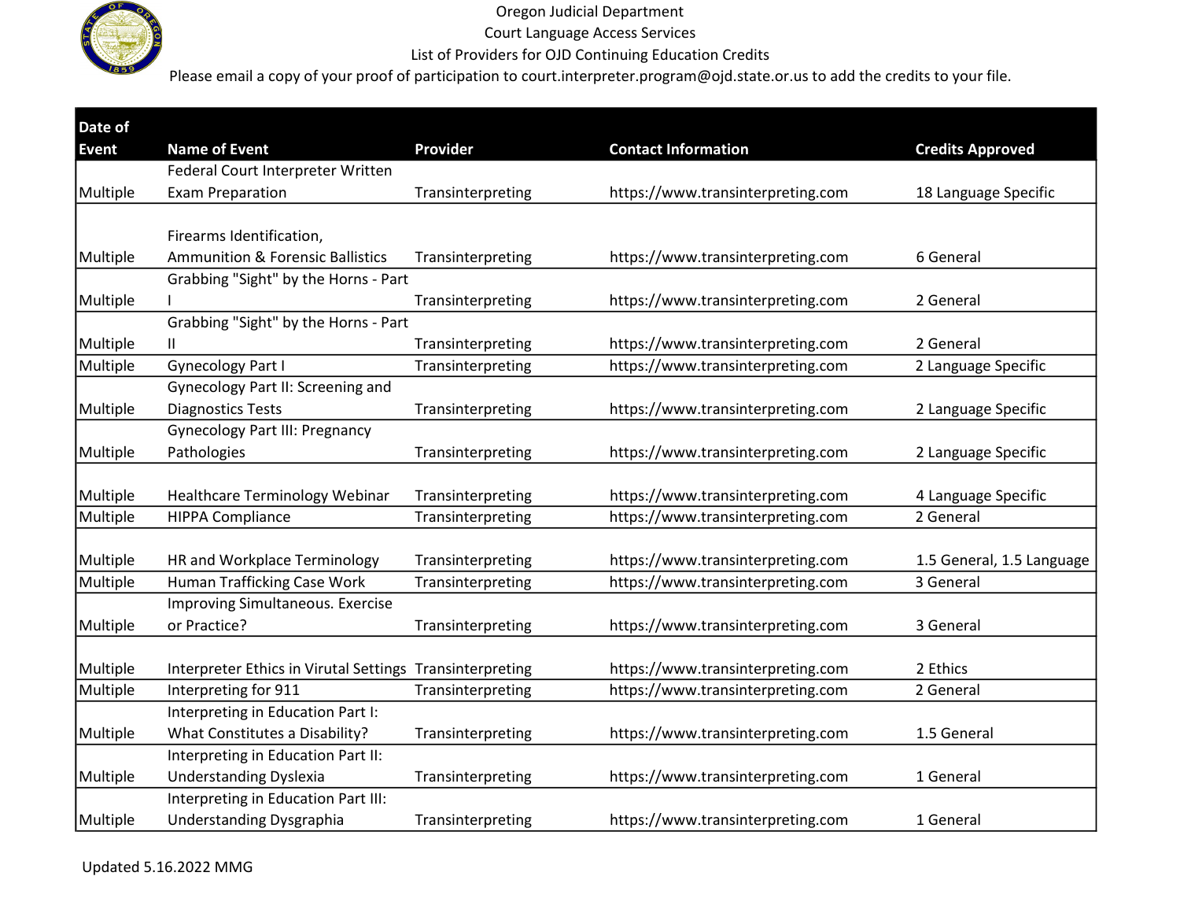Oregon Judicial Department
Court Language Access Services
List of Providers for OJD Continuing Education Credits
Please email a copy of your proof of participation to court.interpreter.program@ojd.state.or.us to add the credits to your file.

| Date of Event | Name of Event | Provider | Contact Information | Credits Approved |
|---|---|---|---|---|
| Multiple | Federal Court Interpreter Written Exam Preparation | Transinterpreting | https://www.transinterpreting.com | 18 Language Specific |
| Multiple | Firearms Identification, Ammunition & Forensic Ballistics | Transinterpreting | https://www.transinterpreting.com | 6 General |
| Multiple | Grabbing "Sight" by the Horns - Part I | Transinterpreting | https://www.transinterpreting.com | 2 General |
| Multiple | Grabbing "Sight" by the Horns - Part II | Transinterpreting | https://www.transinterpreting.com | 2 General |
| Multiple | Gynecology Part I | Transinterpreting | https://www.transinterpreting.com | 2 Language Specific |
| Multiple | Gynecology Part II: Screening and Diagnostics Tests | Transinterpreting | https://www.transinterpreting.com | 2 Language Specific |
| Multiple | Gynecology Part III: Pregnancy Pathologies | Transinterpreting | https://www.transinterpreting.com | 2 Language Specific |
| Multiple | Healthcare Terminology Webinar | Transinterpreting | https://www.transinterpreting.com | 4 Language Specific |
| Multiple | HIPPA Compliance | Transinterpreting | https://www.transinterpreting.com | 2 General |
| Multiple | HR and Workplace Terminology | Transinterpreting | https://www.transinterpreting.com | 1.5 General, 1.5 Language |
| Multiple | Human Trafficking Case Work | Transinterpreting | https://www.transinterpreting.com | 3 General |
| Multiple | Improving Simultaneous. Exercise or Practice? | Transinterpreting | https://www.transinterpreting.com | 3 General |
| Multiple | Interpreter Ethics in Virutal Settings | Transinterpreting | https://www.transinterpreting.com | 2 Ethics |
| Multiple | Interpreting for 911 | Transinterpreting | https://www.transinterpreting.com | 2 General |
| Multiple | Interpreting in Education Part I: What Constitutes a Disability? | Transinterpreting | https://www.transinterpreting.com | 1.5 General |
| Multiple | Interpreting in Education Part II: Understanding Dyslexia | Transinterpreting | https://www.transinterpreting.com | 1 General |
| Multiple | Interpreting in Education Part III: Understanding Dysgraphia | Transinterpreting | https://www.transinterpreting.com | 1 General |

Updated 5.16.2022 MMG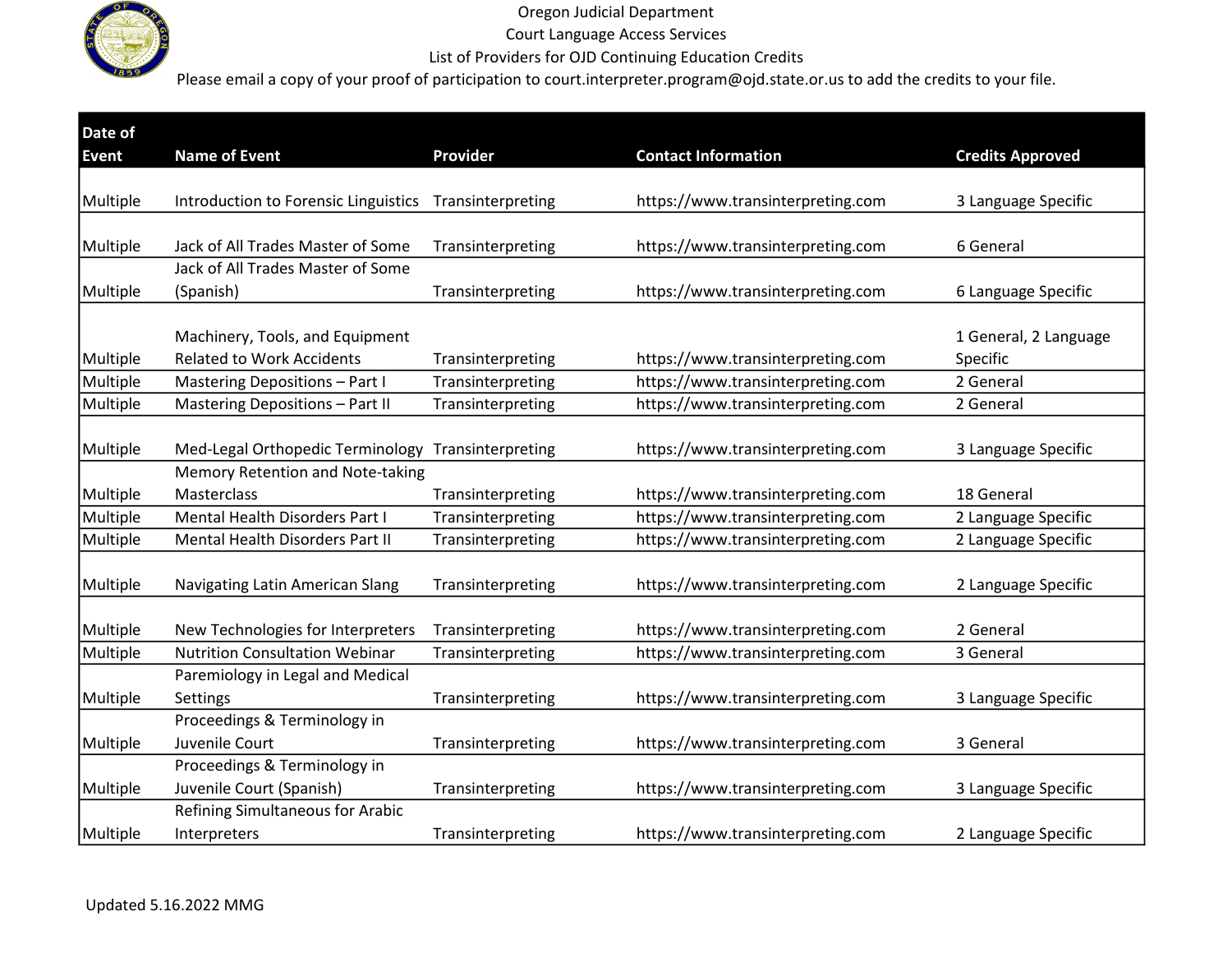Oregon Judicial Department
Court Language Access Services
List of Providers for OJD Continuing Education Credits
Please email a copy of your proof of participation to court.interpreter.program@ojd.state.or.us to add the credits to your file.

| Date of Event | Name of Event | Provider | Contact Information | Credits Approved |
|---|---|---|---|---|
| Multiple | Introduction to Forensic Linguistics | Transinterpreting | https://www.transinterpreting.com | 3 Language Specific |
| Multiple | Jack of All Trades Master of Some | Transinterpreting | https://www.transinterpreting.com | 6 General |
| Multiple | Jack of All Trades Master of Some (Spanish) | Transinterpreting | https://www.transinterpreting.com | 6 Language Specific |
| Multiple | Machinery, Tools, and Equipment Related to Work Accidents | Transinterpreting | https://www.transinterpreting.com | 1 General, 2 Language Specific |
| Multiple | Mastering Depositions – Part I | Transinterpreting | https://www.transinterpreting.com | 2 General |
| Multiple | Mastering Depositions – Part II | Transinterpreting | https://www.transinterpreting.com | 2 General |
| Multiple | Med-Legal Orthopedic Terminology | Transinterpreting | https://www.transinterpreting.com | 3 Language Specific |
| Multiple | Memory Retention and Note-taking Masterclass | Transinterpreting | https://www.transinterpreting.com | 18 General |
| Multiple | Mental Health Disorders Part I | Transinterpreting | https://www.transinterpreting.com | 2 Language Specific |
| Multiple | Mental Health Disorders Part II | Transinterpreting | https://www.transinterpreting.com | 2 Language Specific |
| Multiple | Navigating Latin American Slang | Transinterpreting | https://www.transinterpreting.com | 2 Language Specific |
| Multiple | New Technologies for Interpreters | Transinterpreting | https://www.transinterpreting.com | 2 General |
| Multiple | Nutrition Consultation Webinar | Transinterpreting | https://www.transinterpreting.com | 3 General |
| Multiple | Paremiology in Legal and Medical Settings | Transinterpreting | https://www.transinterpreting.com | 3 Language Specific |
| Multiple | Proceedings & Terminology in Juvenile Court | Transinterpreting | https://www.transinterpreting.com | 3 General |
| Multiple | Proceedings & Terminology in Juvenile Court (Spanish) | Transinterpreting | https://www.transinterpreting.com | 3 Language Specific |
| Multiple | Refining Simultaneous for Arabic Interpreters | Transinterpreting | https://www.transinterpreting.com | 2 Language Specific |

Updated 5.16.2022 MMG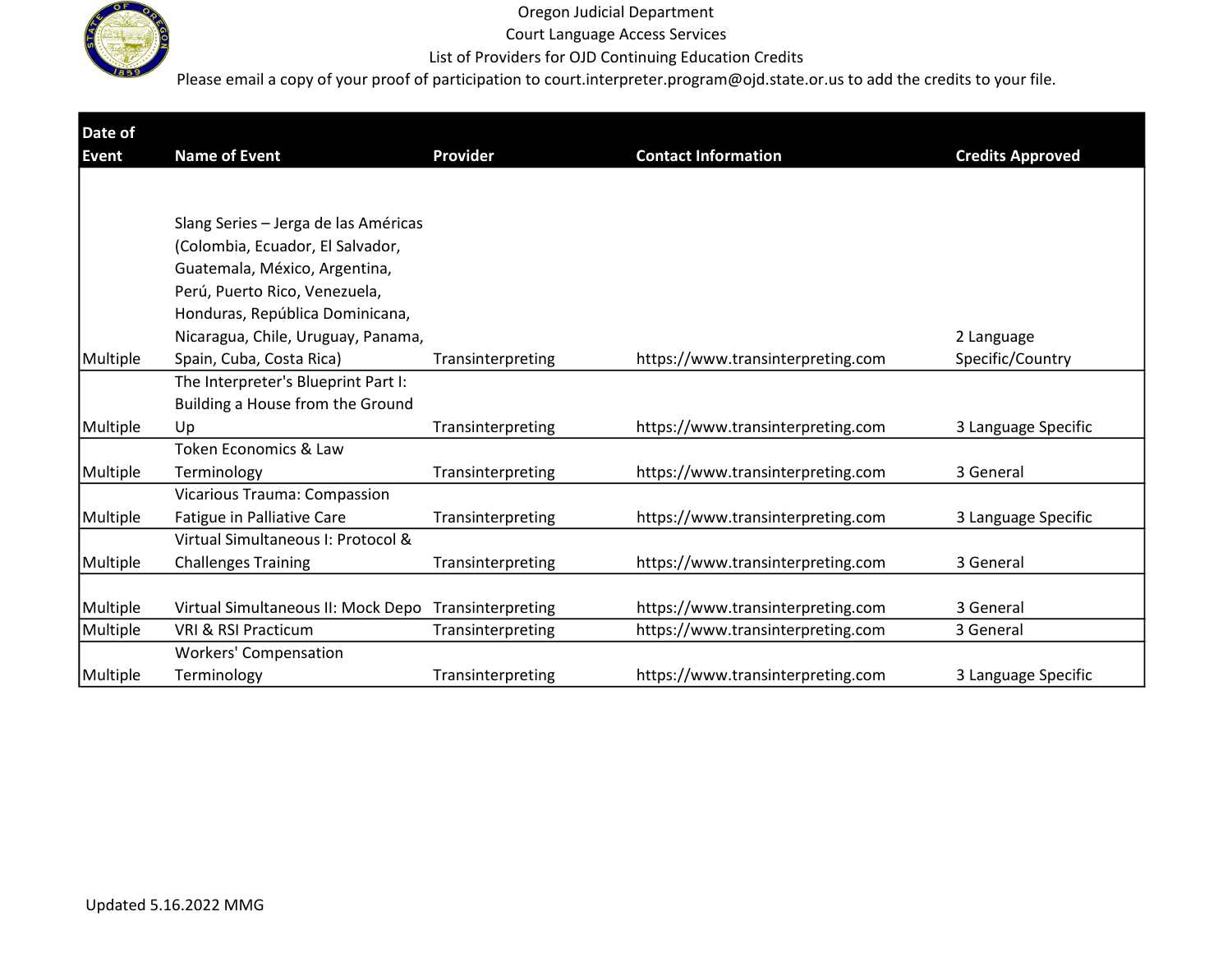Oregon Judicial Department
Court Language Access Services
List of Providers for OJD Continuing Education Credits
Please email a copy of your proof of participation to court.interpreter.program@ojd.state.or.us to add the credits to your file.

| Date of Event | Name of Event | Provider | Contact Information | Credits Approved |
|---|---|---|---|---|
| Multiple | Slang Series – Jerga de las Américas (Colombia, Ecuador, El Salvador, Guatemala, México, Argentina, Perú, Puerto Rico, Venezuela, Honduras, República Dominicana, Nicaragua, Chile, Uruguay, Panama, Spain, Cuba, Costa Rica) | Transinterpreting | https://www.transinterpreting.com | 2 Language Specific/Country |
| Multiple | The Interpreter's Blueprint Part I: Building a House from the Ground Up | Transinterpreting | https://www.transinterpreting.com | 3 Language Specific |
| Multiple | Token Economics & Law Terminology | Transinterpreting | https://www.transinterpreting.com | 3 General |
| Multiple | Vicarious Trauma: Compassion Fatigue in Palliative Care | Transinterpreting | https://www.transinterpreting.com | 3 Language Specific |
| Multiple | Virtual Simultaneous I: Protocol & Challenges Training | Transinterpreting | https://www.transinterpreting.com | 3 General |
| Multiple | Virtual Simultaneous II: Mock Depo | Transinterpreting | https://www.transinterpreting.com | 3 General |
| Multiple | VRI & RSI Practicum | Transinterpreting | https://www.transinterpreting.com | 3 General |
| Multiple | Workers' Compensation Terminology | Transinterpreting | https://www.transinterpreting.com | 3 Language Specific |

Updated 5.16.2022 MMG